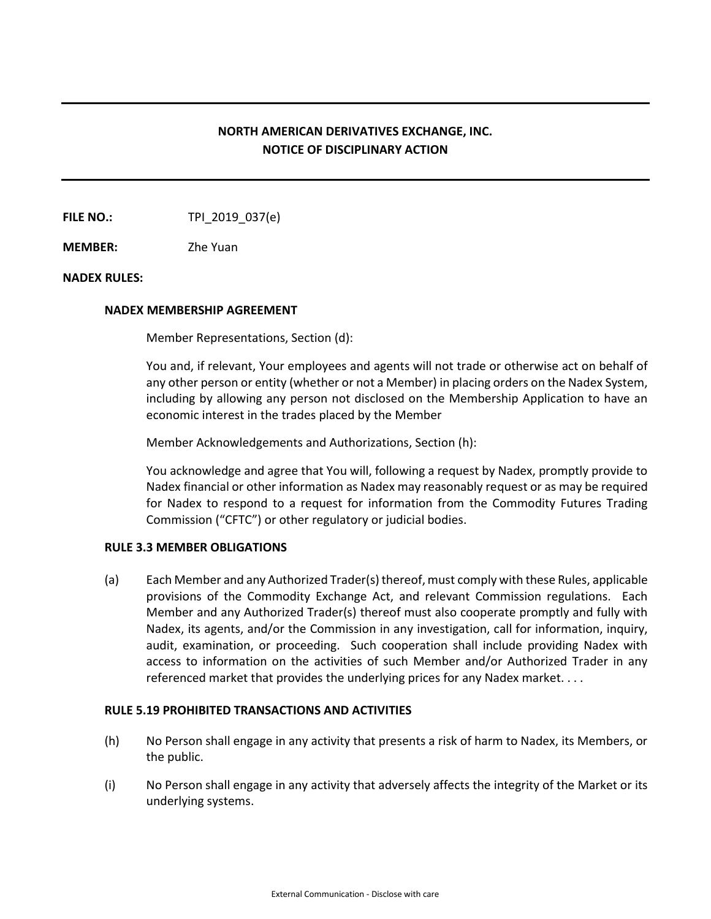# NORTH AMERICAN DERIVATIVES EXCHANGE, INC.
## NOTICE OF DISCIPLINARY ACTION

**FILE NO.:** TPI_2019_037(e)

**MEMBER:** Zhe Yuan

**NADEX RULES:**

**NADEX MEMBERSHIP AGREEMENT**

Member Representations, Section (d):

You and, if relevant, Your employees and agents will not trade or otherwise act on behalf of any other person or entity (whether or not a Member) in placing orders on the Nadex System, including by allowing any person not disclosed on the Membership Application to have an economic interest in the trades placed by the Member

Member Acknowledgements and Authorizations, Section (h):

You acknowledge and agree that You will, following a request by Nadex, promptly provide to Nadex financial or other information as Nadex may reasonably request or as may be required for Nadex to respond to a request for information from the Commodity Futures Trading Commission ("CFTC") or other regulatory or judicial bodies.

**RULE 3.3 MEMBER OBLIGATIONS**

(a) Each Member and any Authorized Trader(s) thereof, must comply with these Rules, applicable provisions of the Commodity Exchange Act, and relevant Commission regulations. Each Member and any Authorized Trader(s) thereof must also cooperate promptly and fully with Nadex, its agents, and/or the Commission in any investigation, call for information, inquiry, audit, examination, or proceeding. Such cooperation shall include providing Nadex with access to information on the activities of such Member and/or Authorized Trader in any referenced market that provides the underlying prices for any Nadex market. . . .

**RULE 5.19 PROHIBITED TRANSACTIONS AND ACTIVITIES**

(h) No Person shall engage in any activity that presents a risk of harm to Nadex, its Members, or the public.

(i) No Person shall engage in any activity that adversely affects the integrity of the Market or its underlying systems.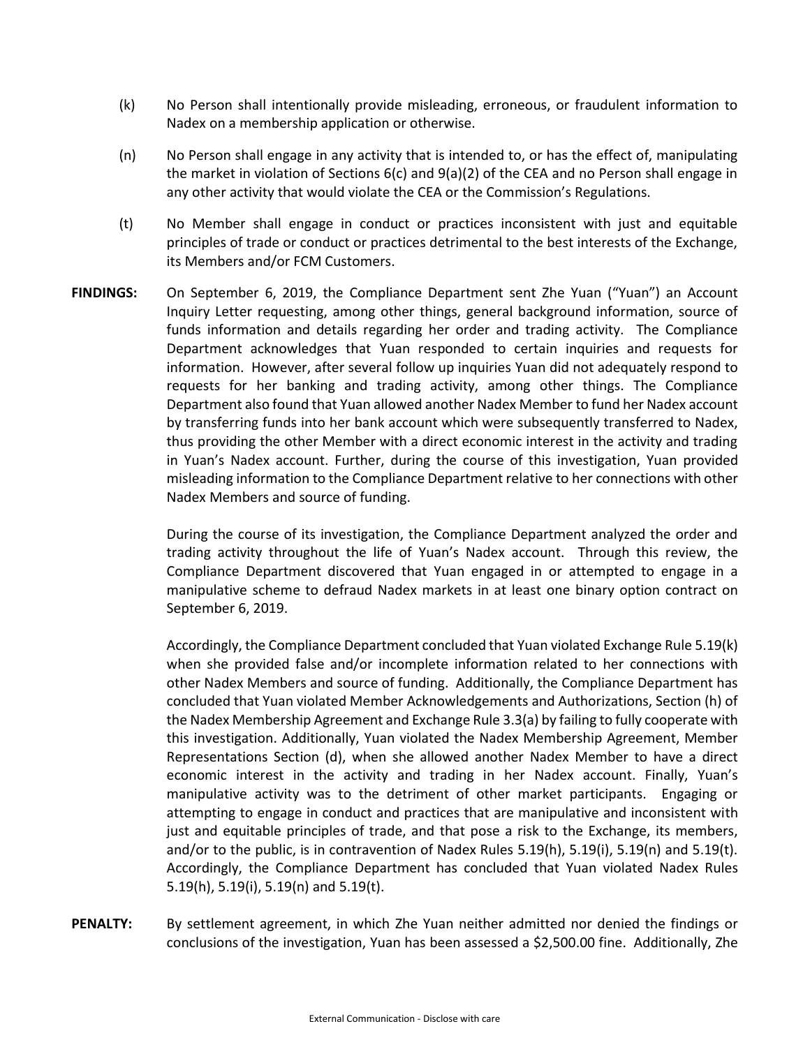(k) No Person shall intentionally provide misleading, erroneous, or fraudulent information to Nadex on a membership application or otherwise.

(n) No Person shall engage in any activity that is intended to, or has the effect of, manipulating the market in violation of Sections 6(c) and 9(a)(2) of the CEA and no Person shall engage in any other activity that would violate the CEA or the Commission's Regulations.

(t) No Member shall engage in conduct or practices inconsistent with just and equitable principles of trade or conduct or practices detrimental to the best interests of the Exchange, its Members and/or FCM Customers.

**FINDINGS:** On September 6, 2019, the Compliance Department sent Zhe Yuan ("Yuan") an Account Inquiry Letter requesting, among other things, general background information, source of funds information and details regarding her order and trading activity. The Compliance Department acknowledges that Yuan responded to certain inquiries and requests for information. However, after several follow up inquiries Yuan did not adequately respond to requests for her banking and trading activity, among other things. The Compliance Department also found that Yuan allowed another Nadex Member to fund her Nadex account by transferring funds into her bank account which were subsequently transferred to Nadex, thus providing the other Member with a direct economic interest in the activity and trading in Yuan's Nadex account. Further, during the course of this investigation, Yuan provided misleading information to the Compliance Department relative to her connections with other Nadex Members and source of funding.

During the course of its investigation, the Compliance Department analyzed the order and trading activity throughout the life of Yuan's Nadex account. Through this review, the Compliance Department discovered that Yuan engaged in or attempted to engage in a manipulative scheme to defraud Nadex markets in at least one binary option contract on September 6, 2019.

Accordingly, the Compliance Department concluded that Yuan violated Exchange Rule 5.19(k) when she provided false and/or incomplete information related to her connections with other Nadex Members and source of funding. Additionally, the Compliance Department has concluded that Yuan violated Member Acknowledgements and Authorizations, Section (h) of the Nadex Membership Agreement and Exchange Rule 3.3(a) by failing to fully cooperate with this investigation. Additionally, Yuan violated the Nadex Membership Agreement, Member Representations Section (d), when she allowed another Nadex Member to have a direct economic interest in the activity and trading in her Nadex account. Finally, Yuan's manipulative activity was to the detriment of other market participants. Engaging or attempting to engage in conduct and practices that are manipulative and inconsistent with just and equitable principles of trade, and that pose a risk to the Exchange, its members, and/or to the public, is in contravention of Nadex Rules 5.19(h), 5.19(i), 5.19(n) and 5.19(t). Accordingly, the Compliance Department has concluded that Yuan violated Nadex Rules 5.19(h), 5.19(i), 5.19(n) and 5.19(t).

**PENALTY:** By settlement agreement, in which Zhe Yuan neither admitted nor denied the findings or conclusions of the investigation, Yuan has been assessed a $2,500.00 fine. Additionally, Zhe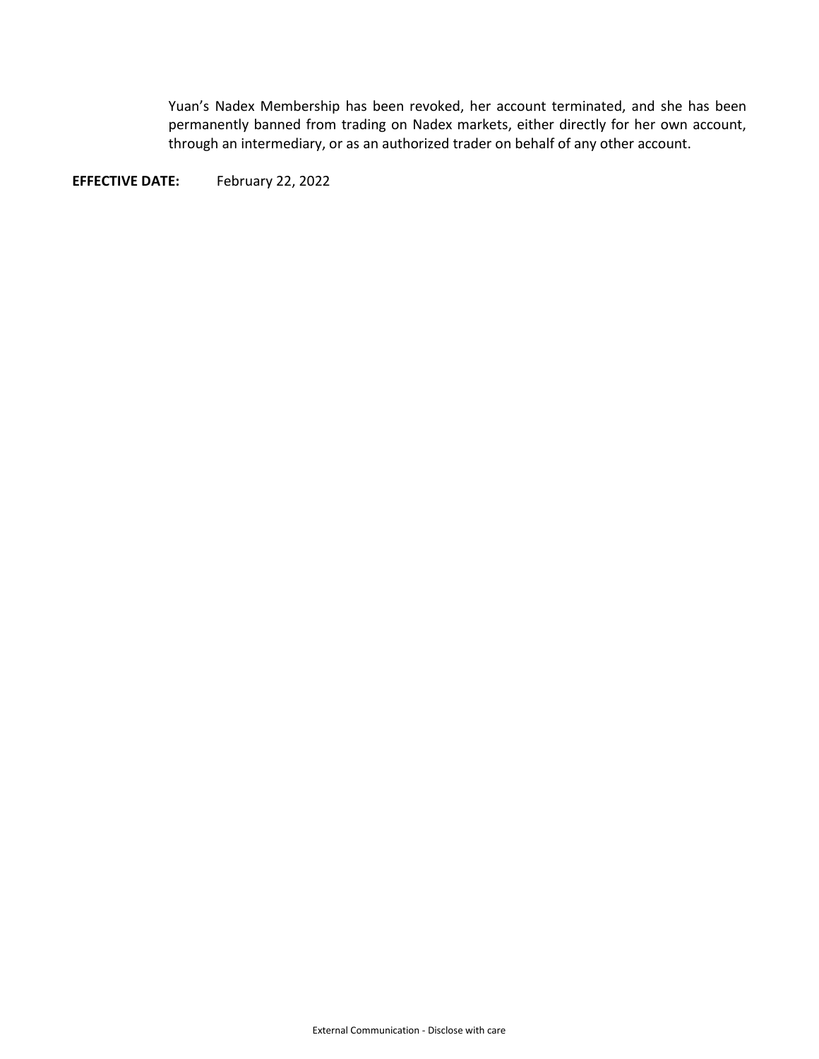Yuan's Nadex Membership has been revoked, her account terminated, and she has been permanently banned from trading on Nadex markets, either directly for her own account, through an intermediary, or as an authorized trader on behalf of any other account.

**EFFECTIVE DATE:** February 22, 2022